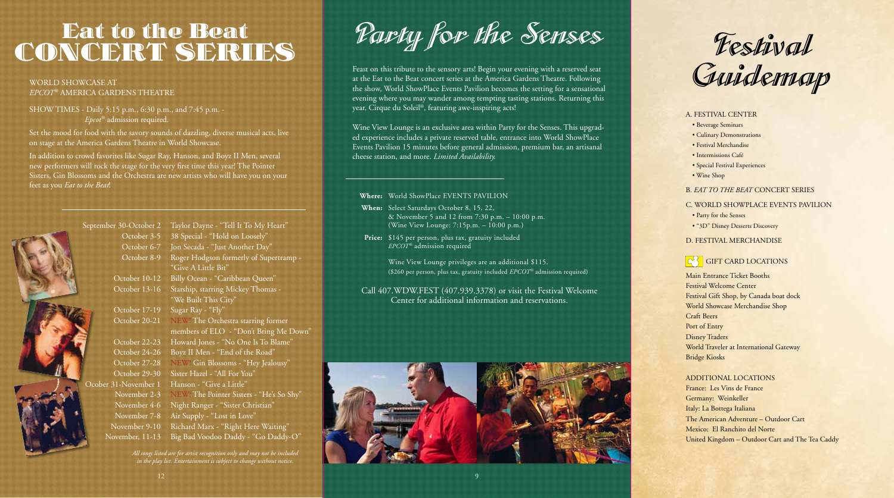# Eat to the Beat CONCERT SERIES

WORLD SHOWCASE AT
*EPCOT*® AMERICA GARDENS THEATRE

SHOW TIMES - Daily 5:15 p.m., 6:30 p.m., and 7:45 p.m. - *Epcot*® admission required.

Set the mood for food with the savory sounds of dazzling, diverse musical acts, live on stage at the America Gardens Theatre in World Showcase.

In addition to crowd favorites like Sugar Ray, Hanson, and Boyz II Men, several new performers will rock the stage for the very first time this year! The Pointer Sisters, Gin Blossoms and the Orchestra are new artists who will have you on your feet as you *Eat to the Beat*!

| | |
|---|---|
| September 30-October 2 | Taylor Dayne - "Tell It To My Heart" |
| October 3-5 | 38 Special - "Hold on Loosely" |
| October 6-7 | Jon Secada - "Just Another Day" |
| October 8-9 | Roger Hodgson formerly of Supertramp - "Give A Little Bit" |
| October 10-12 | Billy Ocean - "Caribbean Queen" |
| October 13-16 | Starship, starring Mickey Thomas - "We Built This City" |
| October 17-19 | Sugar Ray - "Fly" |
| October 20-21 | NEW! The Orchestra starring former members of ELO - "Don't Bring Me Down" |
| October 22-23 | Howard Jones - "No One Is To Blame" |
| October 24-26 | Boyz II Men - "End of the Road" |
| October 27-28 | NEW! Gin Blossoms - "Hey Jealousy" |
| October 29-30 | Sister Hazel - "All For You" |
| Ocober 31-November 1 | Hanson - "Give a Little" |
| November 2-3 | NEW! The Pointer Sisters - "He's So Shy" |
| November 4-6 | Night Ranger - "Sister Christian" |
| November 7-8 | Air Supply - "Lost in Love" |
| November 9-10 | Richard Marx - "Right Here Waiting" |
| November, 11-13 | Big Bad Voodoo Daddy - "Go Daddy-O" |

*All songs listed are for artist recognition only and may not be included in the play list. Entertainment is subject to change without notice.*

# Party for the Senses

Feast on this tribute to the sensory arts! Begin your evening with a reserved seat at the Eat to the Beat concert series at the America Gardens Theatre. Following the show, World ShowPlace Events Pavilion becomes the setting for a sensational evening where you may wander among tempting tasting stations. Returning this year, Cirque du Soleil®, featuring awe-inspiring acts!

Wine View Lounge is an exclusive area within Party for the Senses. This upgraded experience includes a private reserved table, entrance into World ShowPlace Events Pavilion 15 minutes before general admission, premium bar, an artisanal cheese station, and more. *Limited Availability.*

**Where:** World ShowPlace EVENTS PAVILION

**When:** Select Saturdays October 8, 15, 22, & November 5 and 12 from 7:30 p.m. – 10:00 p.m. (Wine View Lounge: 7:15p.m. – 10:00 p.m.)

**Price:** $145 per person, plus tax, gratuity included
*EPCOT*® admission required

Wine View Lounge privileges are an additional $115.
($260 per person, plus tax, gratuity included *EPCOT*® admission required)

Call 407.WDW.FEST (407.939.3378) or visit the Festival Welcome Center for additional information and reservations.

# Festival Guidemap

A. FESTIVAL CENTER
- Beverage Seminars
- Culinary Demonstrations
- Festival Merchandise
- Intermissions Café
- Special Festival Experiences
- Wine Shop

B. *EAT TO THE BEAT* CONCERT SERIES

C. WORLD SHOWPLACE EVENTS PAVILION
- Party for the Senses
- "3D" Disney Desserts Discovery

D. FESTIVAL MERCHANDISE

GIFT CARD LOCATIONS

Main Entrance Ticket Booths
Festival Welcome Center
Festival Gift Shop, by Canada boat dock
World Showcase Merchandise Shop
Craft Beers
Port of Entry
Disney Traders
World Traveler at International Gateway
Bridge Kiosks

ADDITIONAL LOCATIONS
France: Les Vins de France
Germany: Weinkeller
Italy: La Bottega Italiana
The American Adventure – Outdoor Cart
Mexico: El Ranchito del Norte
United Kingdom – Outdoor Cart and The Tea Caddy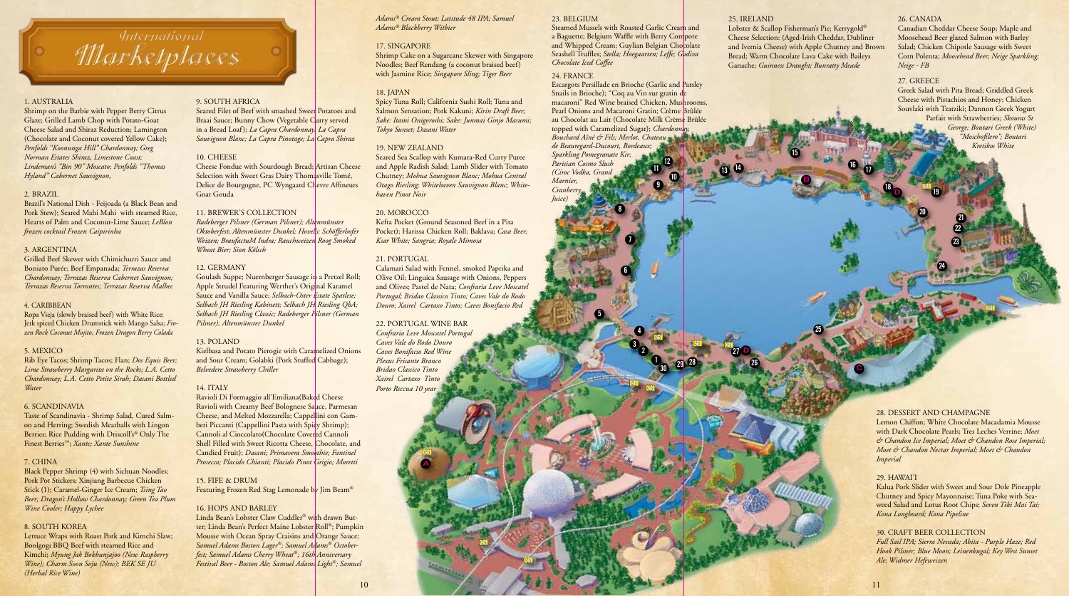# International Marketplaces

## 1. AUSTRALIA

Shrimp on the Barbie with Pepper Berry Citrus Glaze; Grilled Lamb Chop with Potato-Goat Cheese Salad and Shiraz Reduction; Lamington (Chocolate and Coconut covered Yellow Cake); *Penfolds "Koonunga Hill" Chardonnay; Greg Norman Estates Shiraz, Limestone Coast; Lindeman's "Bin 90" Moscato; Penfolds "Thomas Hyland" Cabernet Sauvignon.*

## 2. BRAZIL

Brazil's National Dish - Feijoada (a Black Bean and Pork Stew); Seared Mahi Mahi with steamed Rice, Hearts of Palm and Coconut-Lime Sauce; *LeBlon frozen cocktail Frozen Caipirinha*

## 3. ARGENTINA

Grilled Beef Skewer with Chimichurri Sauce and Boniato Purée; Beef Empanada; *Terrazas Reserva Chardonnay; Terrazas Reserva Cabernet Sauvignon; Terrazas Reserva Torrontes; Terrazas Reserva Malbec*

## 4. CARIBBEAN

Ropa Vieja (slowly braised beef) with White Rice; Jerk spiced Chicken Drumstick with Mango Salsa; *Frozen Rock Coconut Mojito; Frozen Dragon Berry Colada*

## 5. MEXICO

Rib Eye Tacos; Shrimp Tacos; Flan; *Dos Equis Beer; Lime Strawberry Margarita on the Rocks; L.A. Cetto Chardonnay; L.A. Cetto Petite Sirah; Dasani Bottled Water*

## 6. SCANDINAVIA

Taste of Scandinavia - Shrimp Salad, Cured Salmon and Herring; Swedish Meatballs with Lingon Berries; Rice Pudding with Driscoll's® Only The Finest Berries™; *Xante; Xante Sunshine*

## 7. CHINA

Black Pepper Shrimp (4) with Sichuan Noodles; Pork Pot Stickers; Xinjiang Barbecue Chicken Stick (1); Caramel-Ginger Ice Cream; *Tsing Tao Beer; Dragon's Hollow Chardonnay; Green Tea Plum Wine Cooler; Happy Lychee*

## 8. SOUTH KOREA

Lettuce Wraps with Roast Pork and Kimchi Slaw; Boolgogi BBQ Beef with steamed Rice and Kimchi; *Myung Jak Bokbunjajoo (New Raspberry Wine); Charm Soon Soju (New); BEK SE JU (Herbal Rice Wine)*

## 9. SOUTH AFRICA

Seared Filet of Beef with smashed Sweet Potatoes and Braai Sauce; Bunny Chow (Vegetable Curry served in a Bread Loaf); *La Capra Chardonnay, La Capra Sauvignon Blanc; La Capra Pinotage; La Capra Shiraz*

## 10. CHEESE

Cheese Fondue with Sourdough Bread; Artisan Cheese Selection with Sweet Grass Dairy Thomasville Tomé, Delice de Bourgogne, PC Wyngaard Chevre Affineurs Goat Gouda

## 11. BREWER'S COLLECTION

*Radeberger Pilsner (German Pilsner); Altenmünster Oktoberfest; Altenmünster Dunkel; Hovels; Schöfferhofer Weizen; BraufactuM Indra; Rauchweizen Roog Smoked Wheat Bier; Sion Kölsch*

## 12. GERMANY

Goulash Suppe; Nuernberger Sausage in a Pretzel Roll; Apple Strudel Featuring Werther's Original Karamel Sauce and Vanilla Sauce; *Selbach-Oster Estate Spatlese; Selbach JH Riesling Kabinett; Selbach JH Riesling QbA; Selbach JH Riesling Classic; Radeberger Pilsner (German Pilsner); Altenmünster Dunkel*

## 13. POLAND

Kielbasa and Potato Pierogie with Caramelized Onions and Sour Cream; Golabki (Pork Stuffed Cabbage); *Belvedere Strawberry Chiller*

## 14. ITALY

Ravioli Di Formaggio all'Emiliana(Baked Cheese Ravioli with Creamy Beef Bolognese Sauce, Parmesan Cheese, and Melted Mozzarella; Cappellini con Gamberi Piccanti (Cappellini Pasta with Spicy Shrimp); Cannoli al Cioccolato(Chocolate Covered Cannoli Shell Filled with Sweet Ricotta Cheese, Chocolate, and Candied Fruit); *Dasani; Primavera Smoothie; Fantinel Prosecco; Placido Chianti; Placido Pinot Grigio; Moretti*

## 15. FIFE & DRUM

Featuring Frozen Red Stag Lemonade by Jim Beam®

## 16. HOPS AND BARLEY

Linda Bean's Lobster Claw Cuddler® with drawn Butter; Linda Bean's Perfect Maine Lobster Roll®; Pumpkin Mousse with Ocean Spray Craisins and Orange Sauce; *Samuel Adams Boston Lager®; Samuel Adams® Octoberfest; Samuel Adams Cherry Wheat®; 16th Anniversary Festival Beer - Boston Ale; Samuel Adams Light®; Samuel Adams® Cream Stout; Latitude 48 IPA; Samuel Adams® Blackberry Witbier*

## 17. SINGAPORE

Shrimp Cake on a Sugarcane Skewer with Singapore Noodles; Beef Rendang (a coconut braised beef) with Jasmine Rice; *Singapore Sling; Tiger Beer*

## 18. JAPAN

Spicy Tuna Roll; California Sushi Roll; Tuna and Salmon Sensation; Pork Kakuni; *Kirin Draft Beer; Sake: Itami Onigoroshi; Sake: Junmai Ginjo Masumi; Tokyo Sunset; Dasani Water*

## 19. NEW ZEALAND

Seared Sea Scallop with Kumara-Red Curry Puree and Apple Radish Salad; Lamb Slider with Tomato Chutney; *Mohua Sauvignon Blanc; Mohua Central Otago Riesling; Whitehaven Sauvignon Blanc; Whitehaven Pinot Noir*

## 20. MOROCCO

Kefta Pocket (Ground Seasoned Beef in a Pita Pocket); Harissa Chicken Roll; Baklava; *Casa Beer; Ksar White; Sangria; Royale Mimosa*

## 21. PORTUGAL

Calamari Salad with Fennel, smoked Paprika and Olive Oil; Linguica Sausage with Onions, Peppers and Olives; Pastel de Nata; *Confraria Leve Moscatel Portugal; Bridao Classico Tinto; Caves Vale do Rodo Douro; Xairel Cartaxo Tinto; Caves Bonifacio Red*

## 22. PORTUGAL WINE BAR

*Confraria Leve Moscatel Portugal*
*Caves Vale do Rodo Douro*
*Caves Bonifacio Red Wine*
*Plexus Frisante Branco*
*Bridao Classico Tinto*
*Xairel Cartaxo Tinto*
*Porto Reccua 10 year*

## 23. BELGIUM

Steamed Mussels with Roasted Garlic Cream and a Baguette; Belgium Waffle with Berry Compote and Whipped Cream; Guylian Belgian Chocolate Seashell Truffles; *Stella; Hoegaarten; Leffe; Godiva Chocolate Iced Coffee*

## 24. FRANCE

Escargots Persillade en Brioche (Garlic and Parsley Snails in Brioche); "Coq au Vin sur gratin de macaroni" Red Wine braised Chicken, Mushrooms, Pearl Onions and Macaroni Gratin; Crème Brûlée au Chocolat au Lait (Chocolate Milk Crème Brûlée topped with Caramelized Sugar); *Chardonnay, Bouchard Ainé & Fils; Merlot, Chateau de Beauregard-Ducourt, Bordeaux; Sparkling Pomegranate Kir; Parisian Cosmo Slush (Ciroc Vodka, Grand Marnier, Cranberry Juice)*

## 25. IRELAND

Lobster & Scallop Fisherman's Pie; Kerrygold® Cheese Selection: (Aged-Irish Cheddar, Dubliner and Ivernia Cheese) with Apple Chutney and Brown Bread; Warm Chocolate Lava Cake with Baileys Ganache; *Guinness Draught; Bunratty Meade*

## 26. CANADA

Canadian Cheddar Cheese Soup; Maple and Moosehead Beer glazed Salmon with Barley Salad; Chicken Chipotle Sausage with Sweet Corn Polenta; *Moosehead Beer; Neige Sparkling; Neige - FB*

## 27. GREECE

Greek Salad with Pita Bread; Griddled Greek Cheese with Pistachios and Honey; Chicken Souvlaki with Tzatziki; Dannon Greek Yogurt Parfait with Strawberries; *Skouras St George; Boutari Greek (White) "Moschofilero"; Boutari Kretikos White*

## 28. DESSERT AND CHAMPAGNE

Lemon Chiffon; White Chocolate Macadamia Mousse with Dark Chocolate Pearls; Tres Leches Verrine; *Moet & Chandon Ice Imperial; Moet & Chandon Rose Imperial; Moet & Chandon Nectar Imperial; Moet & Chandon Imperial*

## 29. HAWAI'I

Kalua Pork Slider with Sweet and Sour Dole Pineapple Chutney and Spicy Mayonnaise; Tuna Poke with Seaweed Salad and Lotus Root Chips; *Seven Tiki Mai Tai; Kona Longboard; Kona Pipeline*

## 30. CRAFT BEER COLLECTION

*Full Sail IPA; Sierra Nevada; Abita - Purple Haze; Red Hook Pilsner; Blue Moon; Leinenkugal; Key West Sunset Ale; Widmer Hefeweizen*